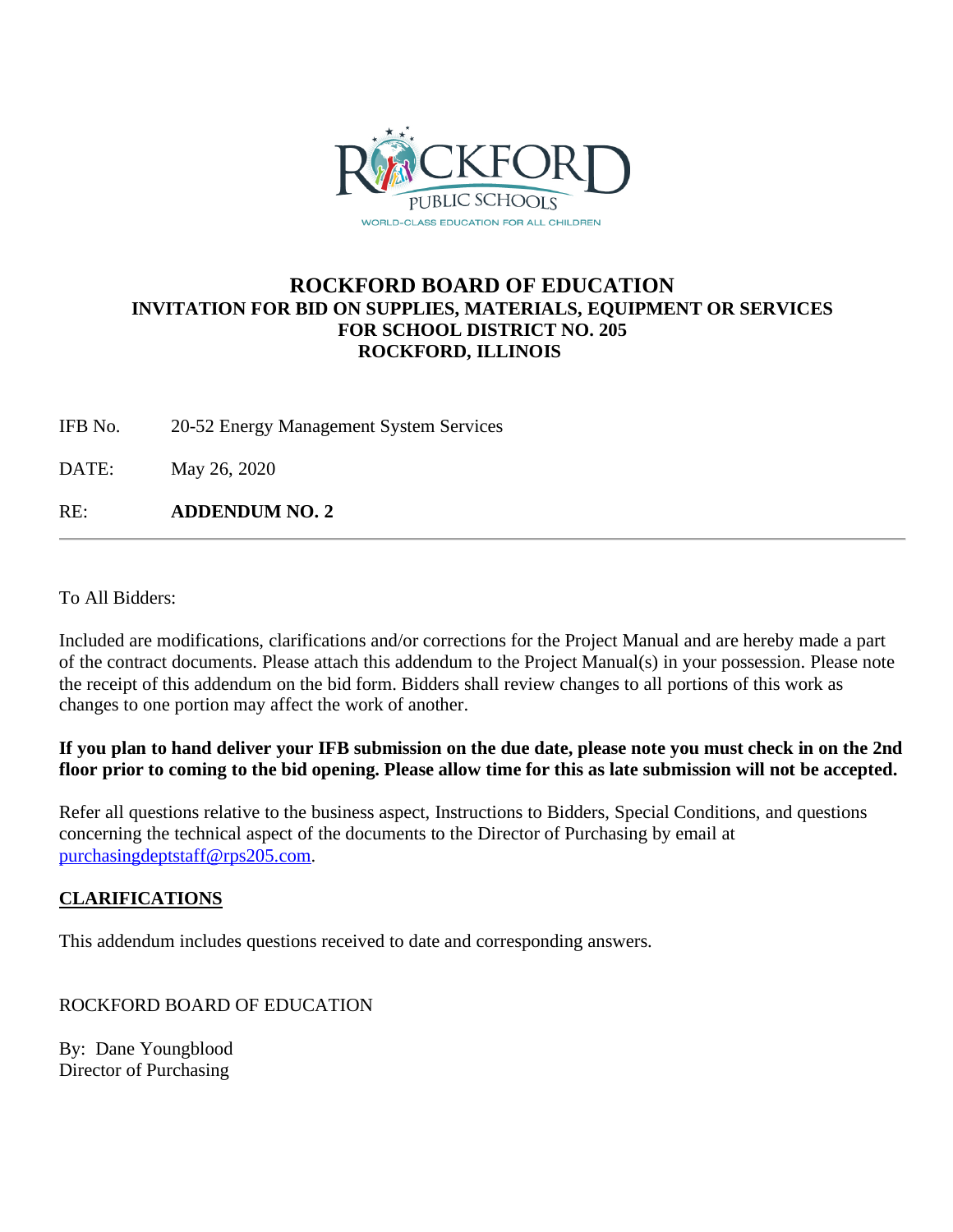# ROCKFORD BOARD OF EDUCATION

## INVITATION FOR BID ON SUPPLIES, MATERIALS, EQUIPMENT OR SERVICES FOR SCHOOL DISTRICT NO. 205 ROCKFORD, ILLINOIS

IFB No. 20-52 Energy Management System Services

DATE: May 26, 2020

RE: **ADDENDUM NO. 2**

---

To All Bidders:

Included are modifications, clarifications and/or corrections for the Project Manual and are hereby made a part of the contract documents. Please attach this addendum to the Project Manual(s) in your possession. Please note the receipt of this addendum on the bid form. Bidders shall review changes to all portions of this work as changes to one portion may affect the work of another.

**If you plan to hand deliver your IFB submission on the due date, please note you must check in on the 2nd floor prior to coming to the bid opening. Please allow time for this as late submission will not be accepted.**

Refer all questions relative to the business aspect, Instructions to Bidders, Special Conditions, and questions concerning the technical aspect of the documents to the Director of Purchasing by email at purchasingdeptstaff@rps205.com.

**CLARIFICATIONS**

This addendum includes questions received to date and corresponding answers.

ROCKFORD BOARD OF EDUCATION

By: Dane Youngblood
Director of Purchasing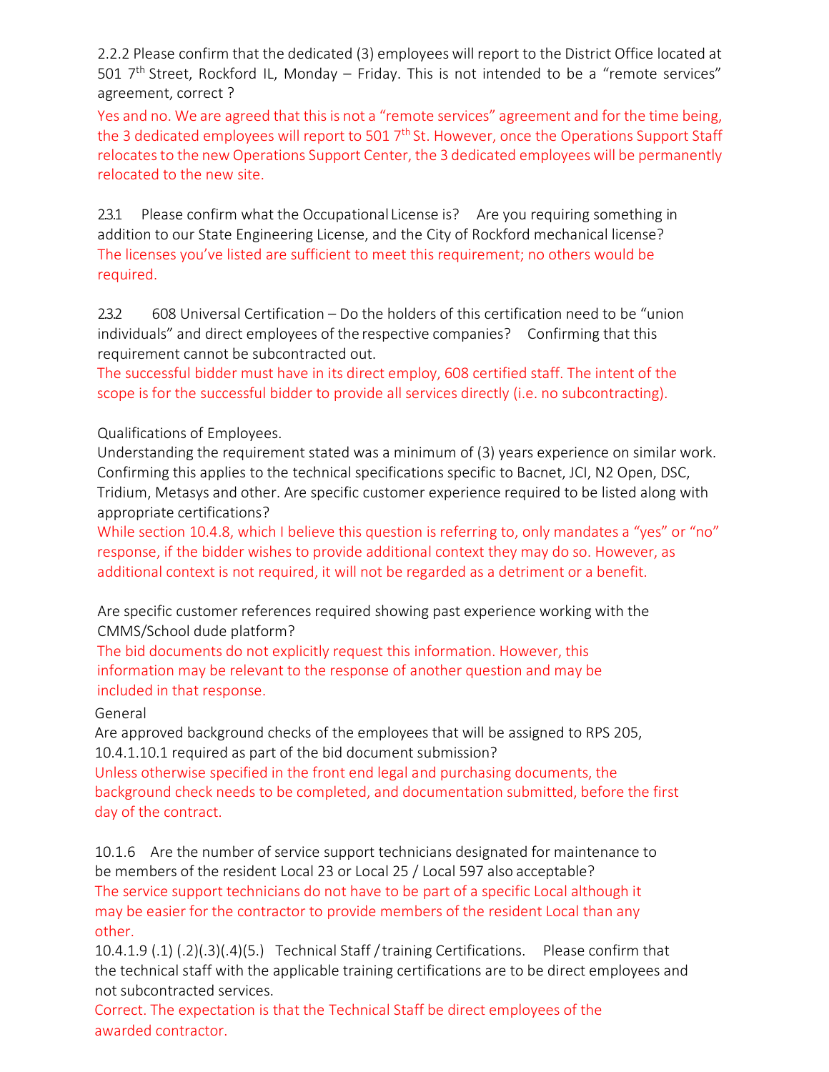2.2.2 Please confirm that the dedicated (3) employees will report to the District Office located at 501 7th Street, Rockford IL, Monday – Friday. This is not intended to be a "remote services" agreement, correct ?

Yes and no. We are agreed that this is not a "remote services" agreement and for the time being, the 3 dedicated employees will report to 501 7th St. However, once the Operations Support Staff relocates to the new Operations Support Center, the 3 dedicated employees will be permanently relocated to the new site.

2.3.1 Please confirm what the Occupational License is? Are you requiring something in addition to our State Engineering License, and the City of Rockford mechanical license?

The licenses you've listed are sufficient to meet this requirement; no others would be required.

2.3.2 608 Universal Certification – Do the holders of this certification need to be "union individuals" and direct employees of the respective companies? Confirming that this requirement cannot be subcontracted out.

The successful bidder must have in its direct employ, 608 certified staff. The intent of the scope is for the successful bidder to provide all services directly (i.e. no subcontracting).

Qualifications of Employees.

Understanding the requirement stated was a minimum of (3) years experience on similar work. Confirming this applies to the technical specifications specific to Bacnet, JCI, N2 Open, DSC, Tridium, Metasys and other. Are specific customer experience required to be listed along with appropriate certifications?

While section 10.4.8, which I believe this question is referring to, only mandates a "yes" or "no" response, if the bidder wishes to provide additional context they may do so. However, as additional context is not required, it will not be regarded as a detriment or a benefit.

Are specific customer references required showing past experience working with the CMMS/School dude platform?

The bid documents do not explicitly request this information. However, this information may be relevant to the response of another question and may be included in that response.

General

Are approved background checks of the employees that will be assigned to RPS 205, 10.4.1.10.1 required as part of the bid document submission?

Unless otherwise specified in the front end legal and purchasing documents, the background check needs to be completed, and documentation submitted, before the first day of the contract.

10.1.6 Are the number of service support technicians designated for maintenance to be members of the resident Local 23 or Local 25 / Local 597 also acceptable?

The service support technicians do not have to be part of a specific Local although it may be easier for the contractor to provide members of the resident Local than any other.

10.4.1.9 (.1) (.2)(.3)(.4)(5.) Technical Staff / training Certifications. Please confirm that the technical staff with the applicable training certifications are to be direct employees and not subcontracted services.

Correct. The expectation is that the Technical Staff be direct employees of the awarded contractor.